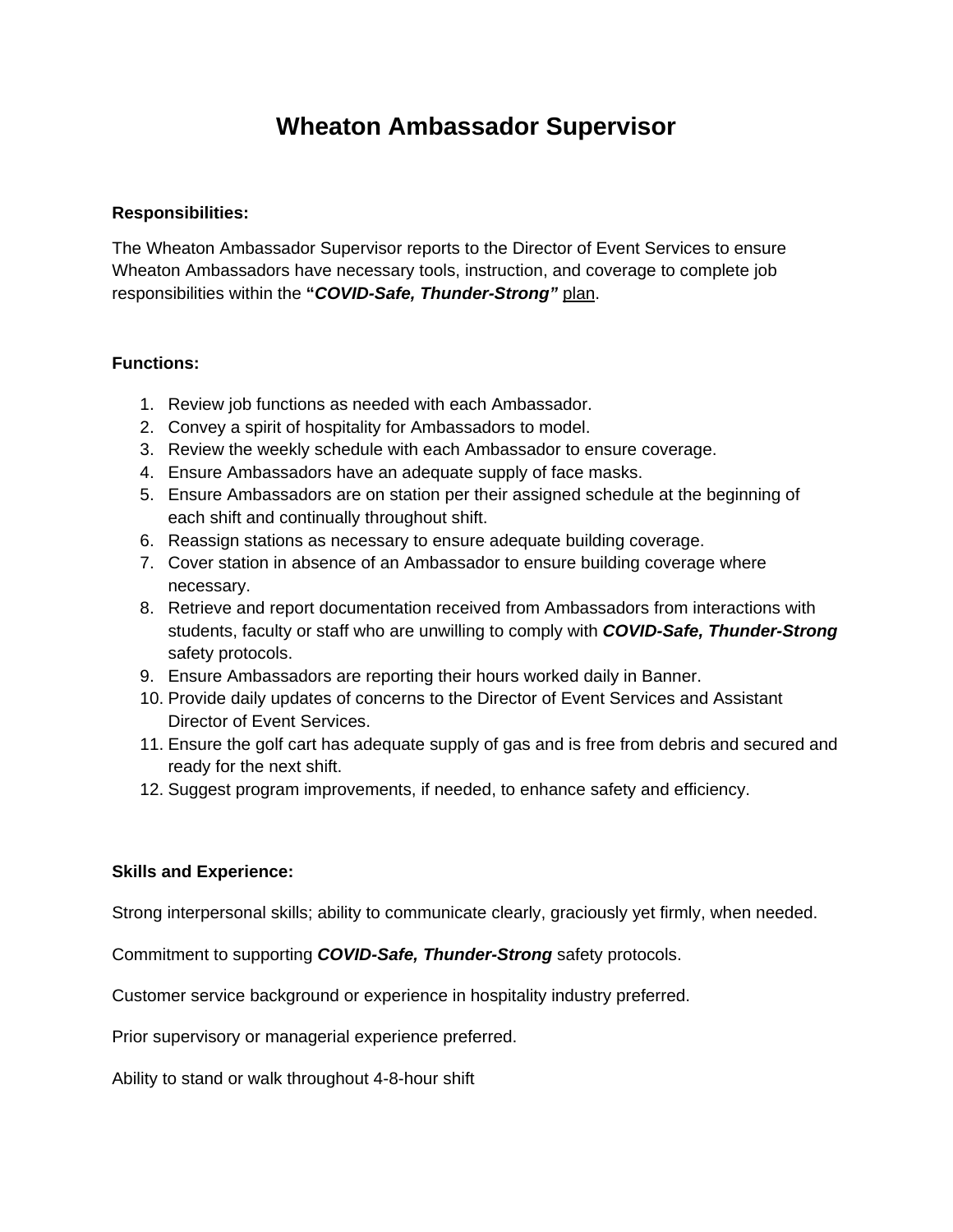# Wheaton Ambassador Supervisor

**Responsibilities:**

The Wheaton Ambassador Supervisor reports to the Director of Event Services to ensure Wheaton Ambassadors have necessary tools, instruction, and coverage to complete job responsibilities within the **"*COVID-Safe, Thunder-Strong*"** plan.

**Functions:**

1. Review job functions as needed with each Ambassador.
2. Convey a spirit of hospitality for Ambassadors to model.
3. Review the weekly schedule with each Ambassador to ensure coverage.
4. Ensure Ambassadors have an adequate supply of face masks.
5. Ensure Ambassadors are on station per their assigned schedule at the beginning of each shift and continually throughout shift.
6. Reassign stations as necessary to ensure adequate building coverage.
7. Cover station in absence of an Ambassador to ensure building coverage where necessary.
8. Retrieve and report documentation received from Ambassadors from interactions with students, faculty or staff who are unwilling to comply with ***COVID-Safe, Thunder-Strong*** safety protocols.
9. Ensure Ambassadors are reporting their hours worked daily in Banner.
10. Provide daily updates of concerns to the Director of Event Services and Assistant Director of Event Services.
11. Ensure the golf cart has adequate supply of gas and is free from debris and secured and ready for the next shift.
12. Suggest program improvements, if needed, to enhance safety and efficiency.

**Skills and Experience:**

Strong interpersonal skills; ability to communicate clearly, graciously yet firmly, when needed.

Commitment to supporting ***COVID-Safe, Thunder-Strong*** safety protocols.

Customer service background or experience in hospitality industry preferred.

Prior supervisory or managerial experience preferred.

Ability to stand or walk throughout 4-8-hour shift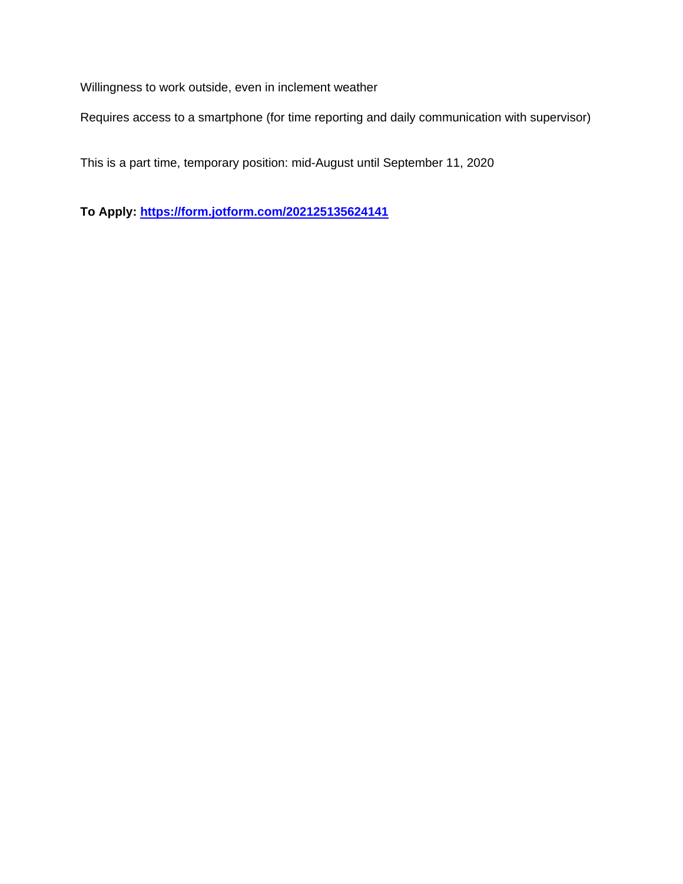Willingness to work outside, even in inclement weather

Requires access to a smartphone (for time reporting and daily communication with supervisor)

This is a part time, temporary position: mid-August until September 11, 2020

**To Apply: [https://form.jotform.com/202125135624141](https://form.jotform.com/202125135624141)**